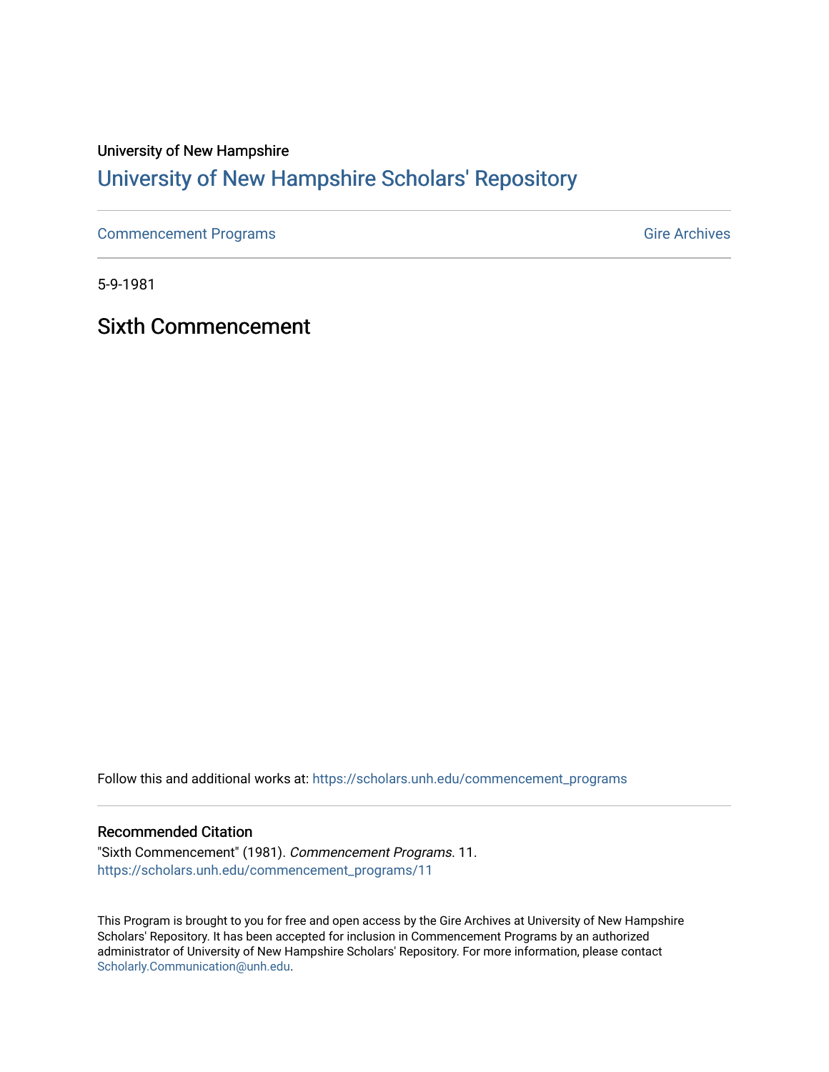University of New Hampshire

## University of New Hampshire Scholars' Repository

Commencement Programs | Gire Archives

5-9-1981

# Sixth Commencement

Follow this and additional works at: https://scholars.unh.edu/commencement_programs

### Recommended Citation

"Sixth Commencement" (1981). *Commencement Programs*. 11.
https://scholars.unh.edu/commencement_programs/11

This Program is brought to you for free and open access by the Gire Archives at University of New Hampshire Scholars' Repository. It has been accepted for inclusion in Commencement Programs by an authorized administrator of University of New Hampshire Scholars' Repository. For more information, please contact Scholarly.Communication@unh.edu.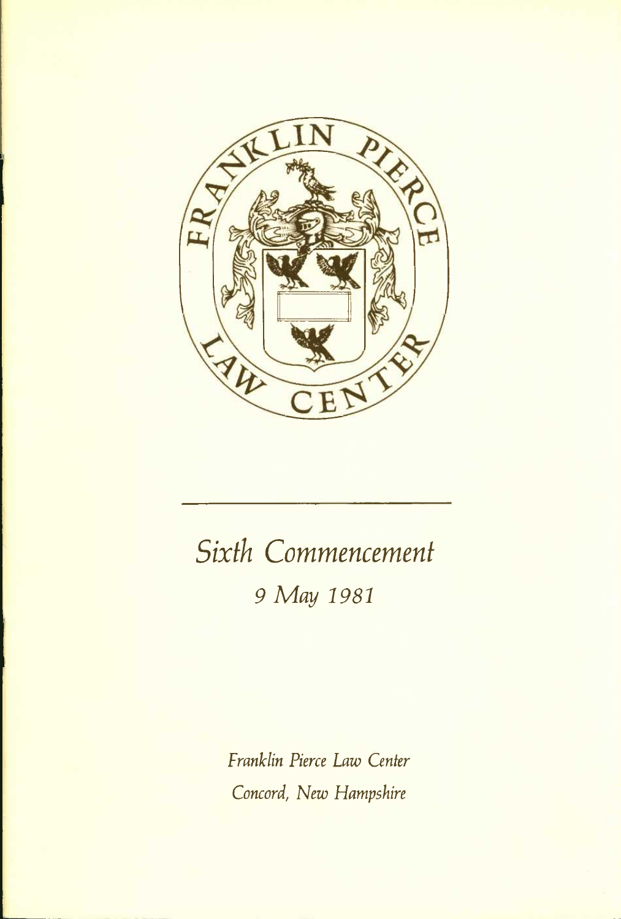# Sixth Commencement

*9 May 1981*

*Franklin Pierce Law Center*

*Concord, New Hampshire*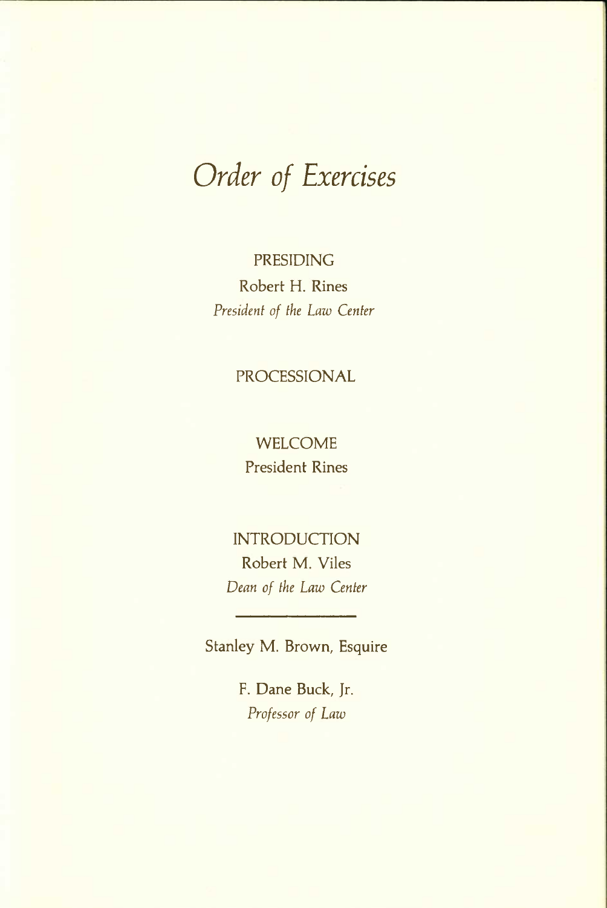# *Order of Exercises*

PRESIDING

Robert H. Rines

*President of the Law Center*

PROCESSIONAL

WELCOME

President Rines

INTRODUCTION

Robert M. Viles

*Dean of the Law Center*

---

Stanley M. Brown, Esquire

F. Dane Buck, Jr.

*Professor of Law*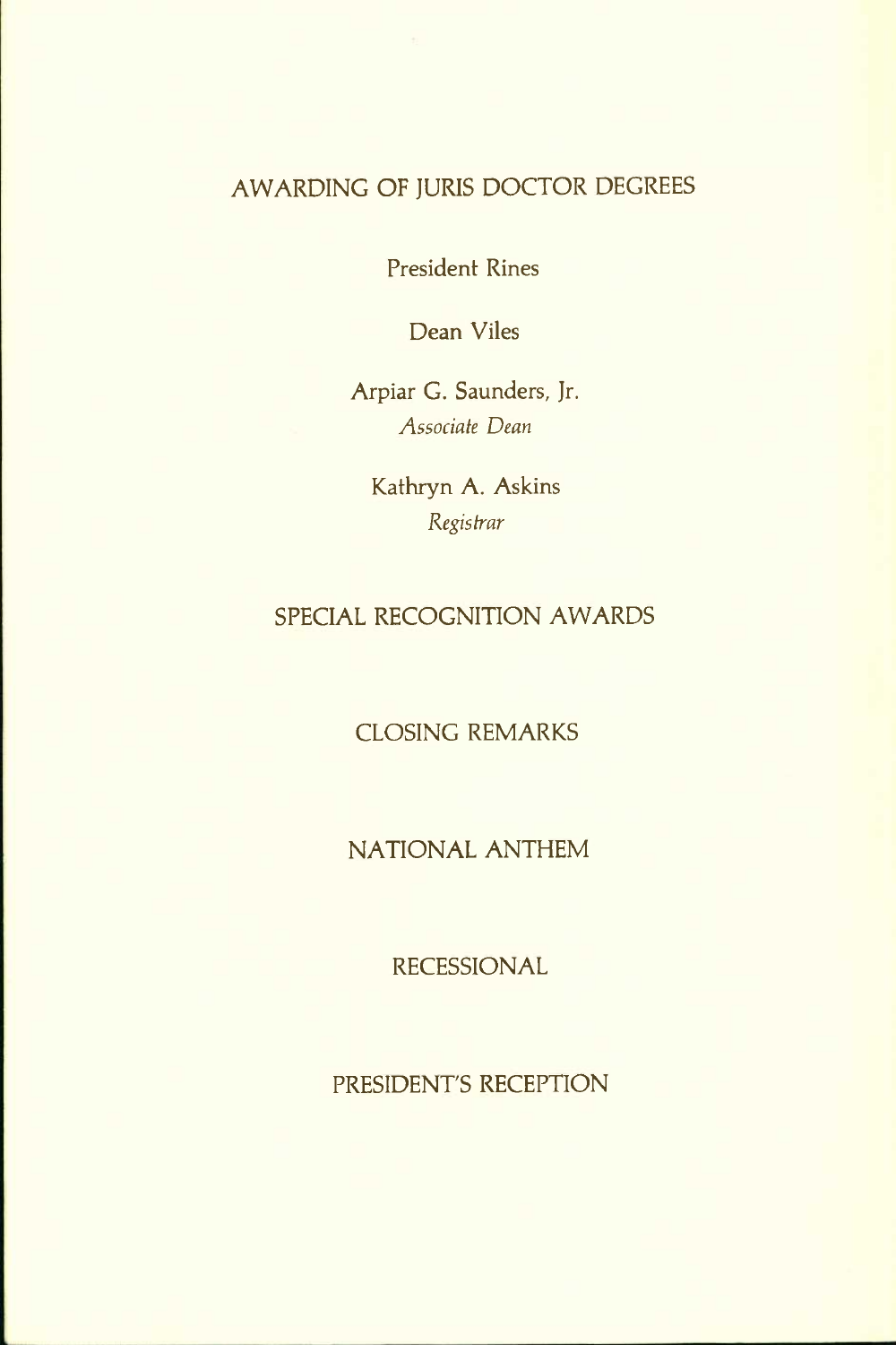## AWARDING OF JURIS DOCTOR DEGREES

President Rines

Dean Viles

Arpiar G. Saunders, Jr.
*Associate Dean*

Kathryn A. Askins
*Registrar*

## SPECIAL RECOGNITION AWARDS

## CLOSING REMARKS

## NATIONAL ANTHEM

## RECESSIONAL

## PRESIDENT'S RECEPTION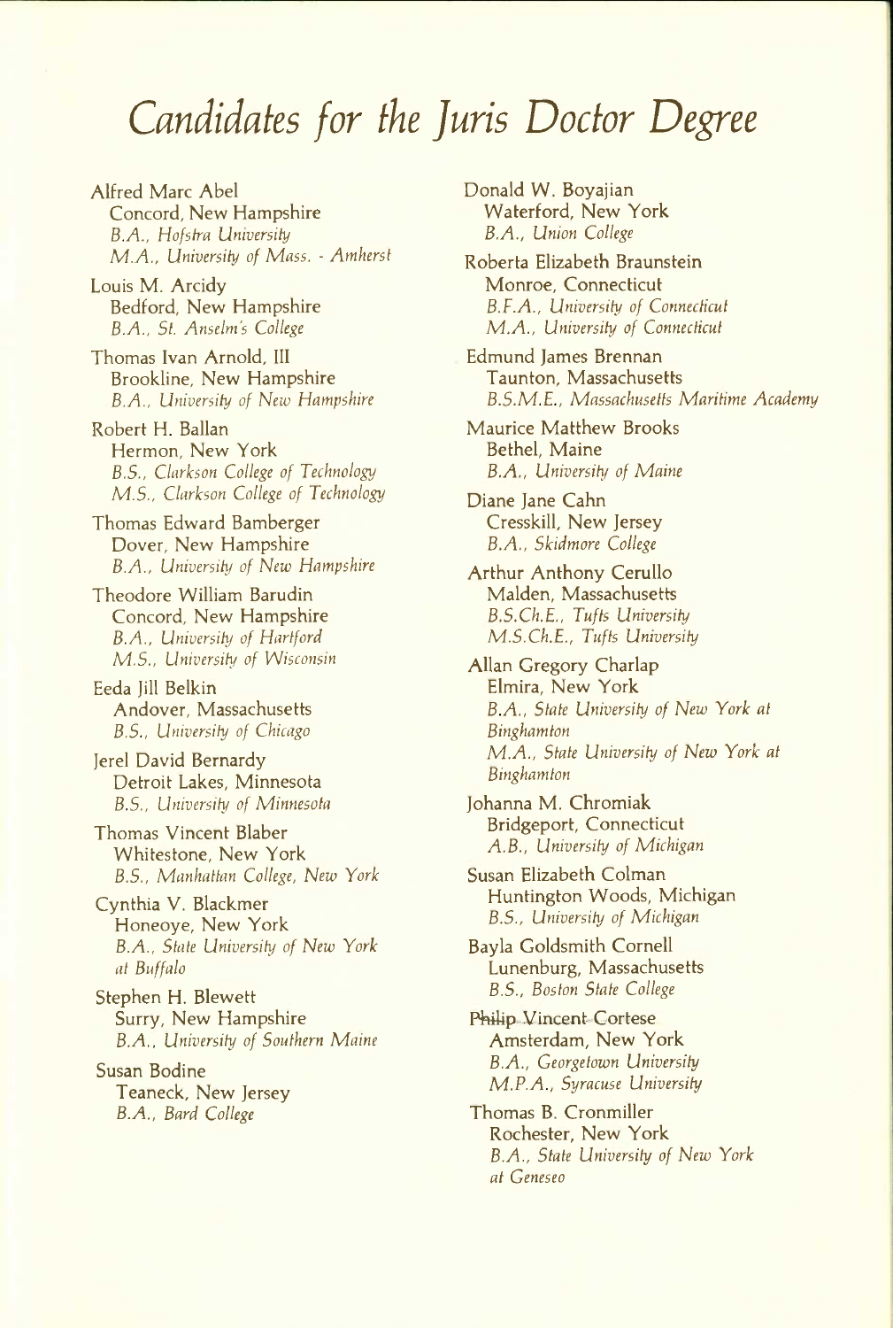# *Candidates for the Juris Doctor Degree*

Alfred Marc Abel
Concord, New Hampshire
*B.A., Hofstra University*
*M.A., University of Mass. - Amherst*

Louis M. Arcidy
Bedford, New Hampshire
*B.A., St. Anselm's College*

Thomas Ivan Arnold, III
Brookline, New Hampshire
*B.A., University of New Hampshire*

Robert H. Ballan
Hermon, New York
*B.S., Clarkson College of Technology*
*M.S., Clarkson College of Technology*

Thomas Edward Bamberger
Dover, New Hampshire
*B.A., University of New Hampshire*

Theodore William Barudin
Concord, New Hampshire
*B.A., University of Hartford*
*M.S., University of Wisconsin*

Eeda Jill Belkin
Andover, Massachusetts
*B.S., University of Chicago*

Jerel David Bernardy
Detroit Lakes, Minnesota
*B.S., University of Minnesota*

Thomas Vincent Blaber
Whitestone, New York
*B.S., Manhattan College, New York*

Cynthia V. Blackmer
Honeoye, New York
*B.A., State University of New York at Buffalo*

Stephen H. Blewett
Surry, New Hampshire
*B.A., University of Southern Maine*

Susan Bodine
Teaneck, New Jersey
*B.A., Bard College*

Donald W. Boyajian
Waterford, New York
*B.A., Union College*

Roberta Elizabeth Braunstein
Monroe, Connecticut
*B.F.A., University of Connecticut*
*M.A., University of Connecticut*

Edmund James Brennan
Taunton, Massachusetts
*B.S.M.E., Massachusetts Maritime Academy*

Maurice Matthew Brooks
Bethel, Maine
*B.A., University of Maine*

Diane Jane Cahn
Cresskill, New Jersey
*B.A., Skidmore College*

Arthur Anthony Cerullo
Malden, Massachusetts
*B.S.Ch.E., Tufts University*
*M.S.Ch.E., Tufts University*

Allan Gregory Charlap
Elmira, New York
*B.A., State University of New York at Binghamton*
*M.A., State University of New York at Binghamton*

Johanna M. Chromiak
Bridgeport, Connecticut
*A.B., University of Michigan*

Susan Elizabeth Colman
Huntington Woods, Michigan
*B.S., University of Michigan*

Bayla Goldsmith Cornell
Lunenburg, Massachusetts
*B.S., Boston State College*

Philip Vincent Cortese
Amsterdam, New York
*B.A., Georgetown University*
*M.P.A., Syracuse University*

Thomas B. Cronmiller
Rochester, New York
*B.A., State University of New York at Geneseo*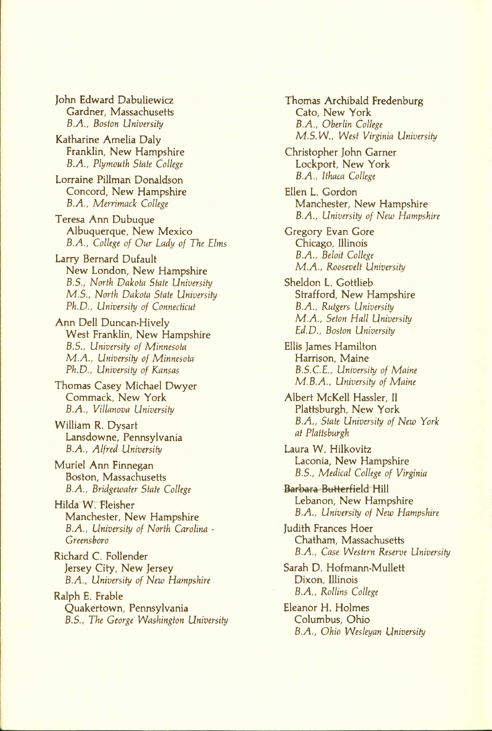John Edward Dabuliewicz
Gardner, Massachusetts
*B.A., Boston University*

Katharine Amelia Daly
Franklin, New Hampshire
*B.A., Plymouth State College*

Lorraine Pillman Donaldson
Concord, New Hampshire
*B.A., Merrimack College*

Teresa Ann Dubuque
Albuquerque, New Mexico
*B.A., College of Our Lady of The Elms*

Larry Bernard Dufault
New London, New Hampshire
*B.S., North Dakota State University*
*M.S., North Dakota State University*
*Ph.D., University of Connecticut*

Ann Dell Duncan-Hively
West Franklin, New Hampshire
*B.S., University of Minnesota*
*M.A., University of Minnesota*
*Ph.D., University of Kansas*

Thomas Casey Michael Dwyer
Commack, New York
*B.A., Villanova University*

William R. Dysart
Lansdowne, Pennsylvania
*B.A., Alfred University*

Muriel Ann Finnegan
Boston, Massachusetts
*B.A., Bridgewater State College*

Hilda W. Fleisher
Manchester, New Hampshire
*B.A., University of North Carolina - Greensboro*

Richard C. Follender
Jersey City, New Jersey
*B.A., University of New Hampshire*

Ralph E. Frable
Quakertown, Pennsylvania
*B.S., The George Washington University*

Thomas Archibald Fredenburg
Cato, New York
*B.A., Oberlin College*
*M.S.W., West Virginia University*

Christopher John Garner
Lockport, New York
*B.A., Ithaca College*

Ellen L. Gordon
Manchester, New Hampshire
*B.A., University of New Hampshire*

Gregory Evan Gore
Chicago, Illinois
*B.A., Beloit College*
*M.A., Roosevelt University*

Sheldon L. Gottlieb
Strafford, New Hampshire
*B.A., Rutgers University*
*M.A., Seton Hall University*
*Ed.D., Boston University*

Ellis James Hamilton
Harrison, Maine
*B.S.C.E., University of Maine*
*M.B.A., University of Maine*

Albert McKell Hassler, II
Plattsburgh, New York
*B.A., State University of New York at Plattsburgh*

Laura W. Hilkovitz
Laconia, New Hampshire
*B.S., Medical College of Virginia*

Barbara Butterfield Hill
Lebanon, New Hampshire
*B.A., University of New Hampshire*

Judith Frances Hoer
Chatham, Massachusetts
*B.A., Case Western Reserve University*

Sarah D. Hofmann-Mullett
Dixon, Illinois
*B.A., Rollins College*

Eleanor H. Holmes
Columbus, Ohio
*B.A., Ohio Wesleyan University*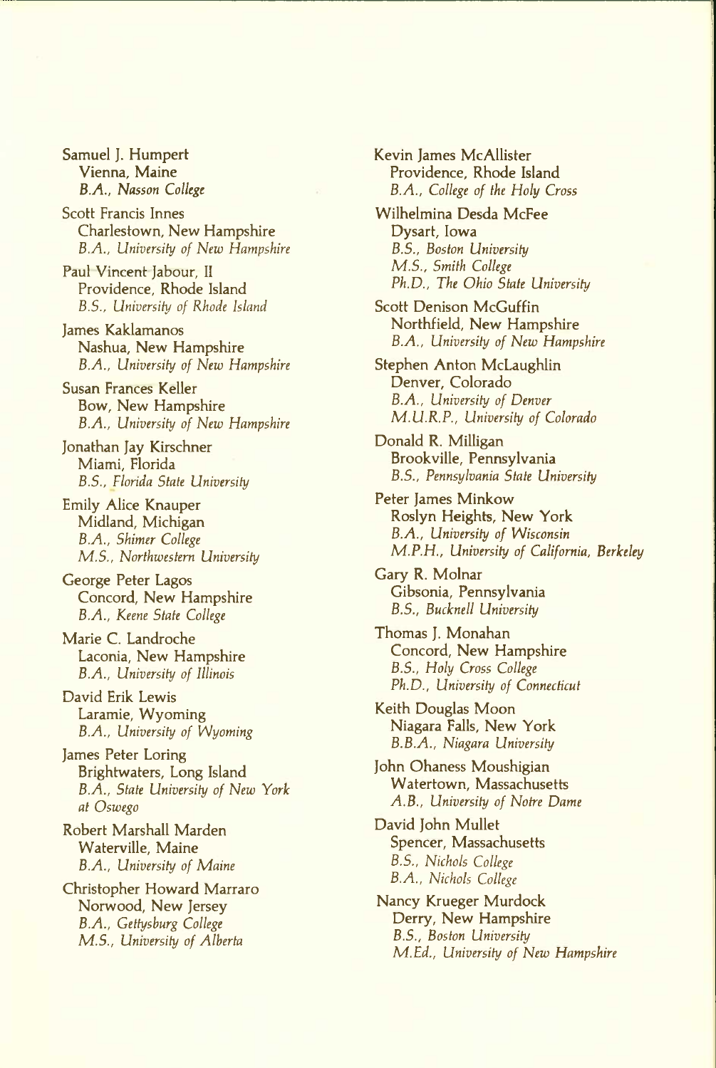Samuel J. Humpert
Vienna, Maine
*B.A., Nasson College*

Scott Francis Innes
Charlestown, New Hampshire
*B.A., University of New Hampshire*

Paul Vincent Jabour, II
Providence, Rhode Island
*B.S., University of Rhode Island*

James Kaklamanos
Nashua, New Hampshire
*B.A., University of New Hampshire*

Susan Frances Keller
Bow, New Hampshire
*B.A., University of New Hampshire*

Jonathan Jay Kirschner
Miami, Florida
*B.S., Florida State University*

Emily Alice Knauper
Midland, Michigan
*B.A., Shimer College*
*M.S., Northwestern University*

George Peter Lagos
Concord, New Hampshire
*B.A., Keene State College*

Marie C. Landroche
Laconia, New Hampshire
*B.A., University of Illinois*

David Erik Lewis
Laramie, Wyoming
*B.A., University of Wyoming*

James Peter Loring
Brightwaters, Long Island
*B.A., State University of New York at Oswego*

Robert Marshall Marden
Waterville, Maine
*B.A., University of Maine*

Christopher Howard Marraro
Norwood, New Jersey
*B.A., Gettysburg College*
*M.S., University of Alberta*

Kevin James McAllister
Providence, Rhode Island
*B.A., College of the Holy Cross*

Wilhelmina Desda McFee
Dysart, Iowa
*B.S., Boston University*
*M.S., Smith College*
*Ph.D., The Ohio State University*

Scott Denison McGuffin
Northfield, New Hampshire
*B.A., University of New Hampshire*

Stephen Anton McLaughlin
Denver, Colorado
*B.A., University of Denver*
*M.U.R.P., University of Colorado*

Donald R. Milligan
Brookville, Pennsylvania
*B.S., Pennsylvania State University*

Peter James Minkow
Roslyn Heights, New York
*B.A., University of Wisconsin*
*M.P.H., University of California, Berkeley*

Gary R. Molnar
Gibsonia, Pennsylvania
*B.S., Bucknell University*

Thomas J. Monahan
Concord, New Hampshire
*B.S., Holy Cross College*
*Ph.D., University of Connecticut*

Keith Douglas Moon
Niagara Falls, New York
*B.B.A., Niagara University*

John Ohaness Moushigian
Watertown, Massachusetts
*A.B., University of Notre Dame*

David John Mullet
Spencer, Massachusetts
*B.S., Nichols College*
*B.A., Nichols College*

Nancy Krueger Murdock
Derry, New Hampshire
*B.S., Boston University*
*M.Ed., University of New Hampshire*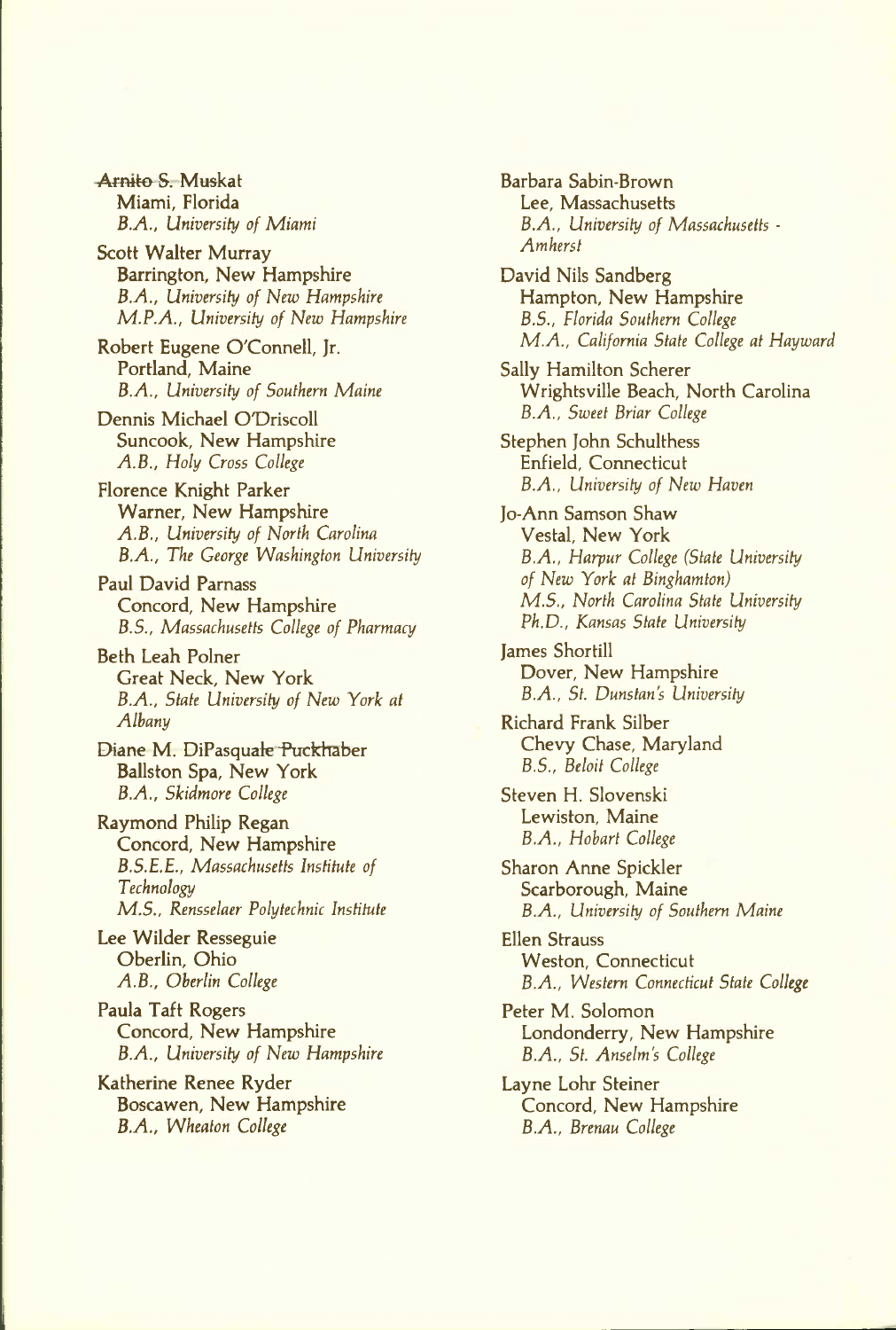~~Arnito S.~~ Muskat
Miami, Florida
*B.A., University of Miami*

Scott Walter Murray
Barrington, New Hampshire
*B.A., University of New Hampshire*
*M.P.A., University of New Hampshire*

Robert Eugene O'Connell, Jr.
Portland, Maine
*B.A., University of Southern Maine*

Dennis Michael O'Driscoll
Suncook, New Hampshire
*A.B., Holy Cross College*

Florence Knight Parker
Warner, New Hampshire
*A.B., University of North Carolina*
*B.A., The George Washington University*

Paul David Parnass
Concord, New Hampshire
*B.S., Massachusetts College of Pharmacy*

Beth Leah Polner
Great Neck, New York
*B.A., State University of New York at Albany*

Diane M. DiPasqua~~le Puckhaber~~
Ballston Spa, New York
*B.A., Skidmore College*

Raymond Philip Regan
Concord, New Hampshire
*B.S.E.E., Massachusetts Institute of Technology*
*M.S., Rensselaer Polytechnic Institute*

Lee Wilder Resseguie
Oberlin, Ohio
*A.B., Oberlin College*

Paula Taft Rogers
Concord, New Hampshire
*B.A., University of New Hampshire*

Katherine Renee Ryder
Boscawen, New Hampshire
*B.A., Wheaton College*

Barbara Sabin-Brown
Lee, Massachusetts
*B.A., University of Massachusetts - Amherst*

David Nils Sandberg
Hampton, New Hampshire
*B.S., Florida Southern College*
*M.A., California State College at Hayward*

Sally Hamilton Scherer
Wrightsville Beach, North Carolina
*B.A., Sweet Briar College*

Stephen John Schulthess
Enfield, Connecticut
*B.A., University of New Haven*

Jo-Ann Samson Shaw
Vestal, New York
*B.A., Harpur College (State University of New York at Binghamton)*
*M.S., North Carolina State University*
*Ph.D., Kansas State University*

James Shortill
Dover, New Hampshire
*B.A., St. Dunstan's University*

Richard Frank Silber
Chevy Chase, Maryland
*B.S., Beloit College*

Steven H. Slovenski
Lewiston, Maine
*B.A., Hobart College*

Sharon Anne Spickler
Scarborough, Maine
*B.A., University of Southern Maine*

Ellen Strauss
Weston, Connecticut
*B.A., Western Connecticut State College*

Peter M. Solomon
Londonderry, New Hampshire
*B.A., St. Anselm's College*

Layne Lohr Steiner
Concord, New Hampshire
*B.A., Brenau College*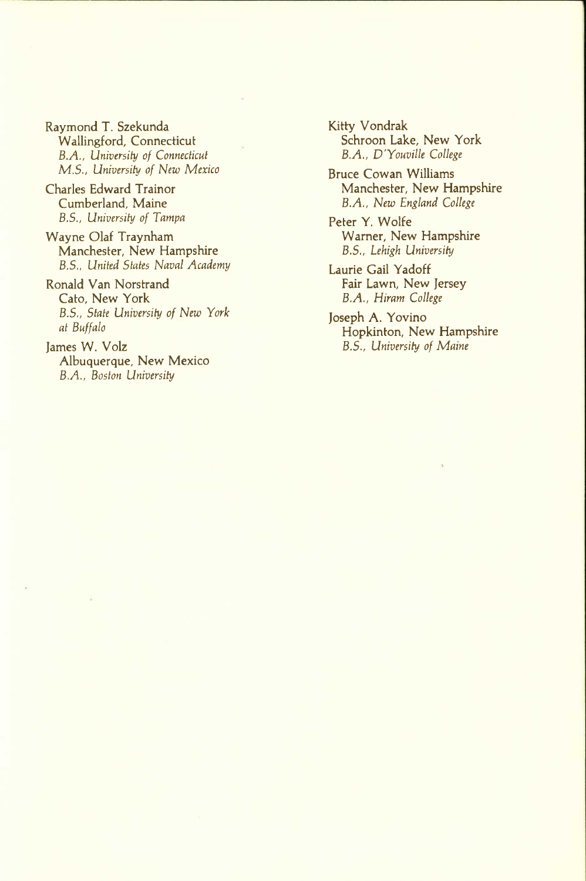Raymond T. Szekunda
Wallingford, Connecticut
*B.A., University of Connecticut*
*M.S., University of New Mexico*

Charles Edward Trainor
Cumberland, Maine
*B.S., University of Tampa*

Wayne Olaf Traynham
Manchester, New Hampshire
*B.S., United States Naval Academy*

Ronald Van Norstrand
Cato, New York
*B.S., State University of New York at Buffalo*

James W. Volz
Albuquerque, New Mexico
*B.A., Boston University*

Kitty Vondrak
Schroon Lake, New York
*B.A., D'Youville College*

Bruce Cowan Williams
Manchester, New Hampshire
*B.A., New England College*

Peter Y. Wolfe
Warner, New Hampshire
*B.S., Lehigh University*

Laurie Gail Yadoff
Fair Lawn, New Jersey
*B.A., Hiram College*

Joseph A. Yovino
Hopkinton, New Hampshire
*B.S., University of Maine*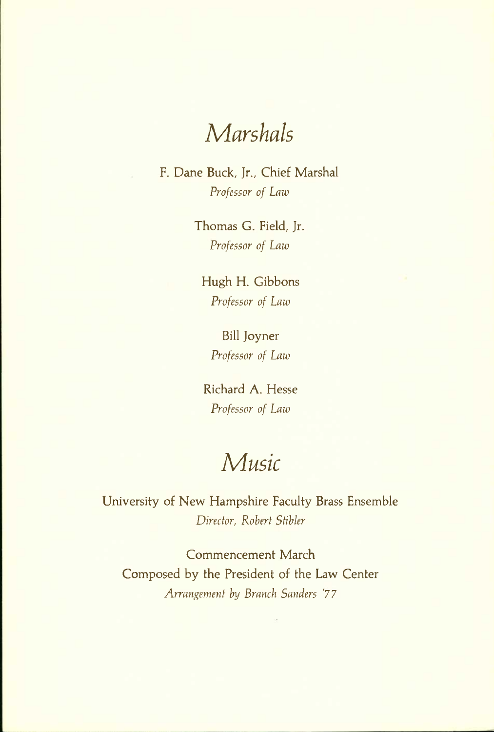# *Marshals*

F. Dane Buck, Jr., Chief Marshal
*Professor of Law*

Thomas G. Field, Jr.
*Professor of Law*

Hugh H. Gibbons
*Professor of Law*

Bill Joyner
*Professor of Law*

Richard A. Hesse
*Professor of Law*

# *Music*

University of New Hampshire Faculty Brass Ensemble
*Director, Robert Stibler*

Commencement March
Composed by the President of the Law Center
*Arrangement by Branch Sanders '77*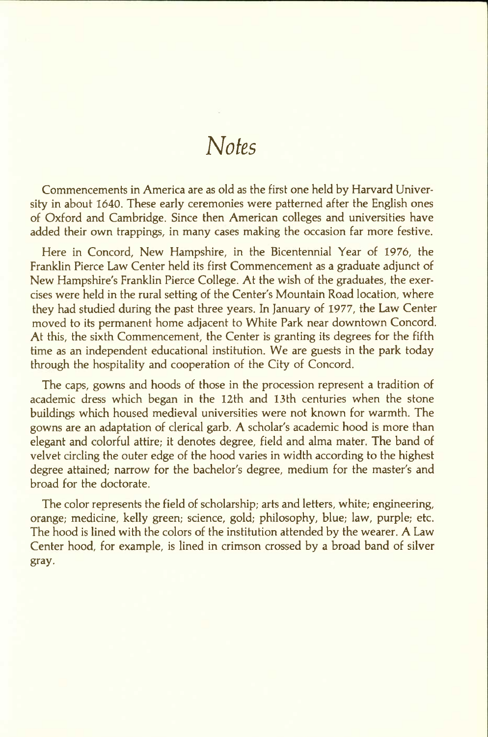# *Notes*

Commencements in America are as old as the first one held by Harvard University in about 1640. These early ceremonies were patterned after the English ones of Oxford and Cambridge. Since then American colleges and universities have added their own trappings, in many cases making the occasion far more festive.

Here in Concord, New Hampshire, in the Bicentennial Year of 1976, the Franklin Pierce Law Center held its first Commencement as a graduate adjunct of New Hampshire's Franklin Pierce College. At the wish of the graduates, the exercises were held in the rural setting of the Center's Mountain Road location, where they had studied during the past three years. In January of 1977, the Law Center moved to its permanent home adjacent to White Park near downtown Concord. At this, the sixth Commencement, the Center is granting its degrees for the fifth time as an independent educational institution. We are guests in the park today through the hospitality and cooperation of the City of Concord.

The caps, gowns and hoods of those in the procession represent a tradition of academic dress which began in the 12th and 13th centuries when the stone buildings which housed medieval universities were not known for warmth. The gowns are an adaptation of clerical garb. A scholar's academic hood is more than elegant and colorful attire; it denotes degree, field and alma mater. The band of velvet circling the outer edge of the hood varies in width according to the highest degree attained; narrow for the bachelor's degree, medium for the master's and broad for the doctorate.

The color represents the field of scholarship; arts and letters, white; engineering, orange; medicine, kelly green; science, gold; philosophy, blue; law, purple; etc. The hood is lined with the colors of the institution attended by the wearer. A Law Center hood, for example, is lined in crimson crossed by a broad band of silver gray.